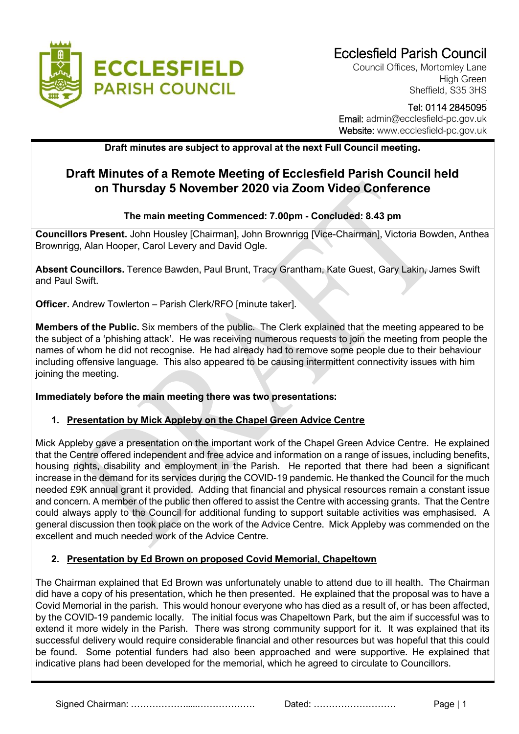**Ecclesfield Parish Council**
Council Offices, Mortomley Lane
High Green
Sheffield, S35 3HS

Tel: 0114 2845095
Email: admin@ecclesfield-pc.gov.uk
Website: www.ecclesfield-pc.gov.uk

**Draft minutes are subject to approval at the next Full Council meeting.**

# Draft Minutes of a Remote Meeting of Ecclesfield Parish Council held on Thursday 5 November 2020 via Zoom Video Conference

**The main meeting Commenced: 7.00pm - Concluded: 8.43 pm**

**Councillors Present.** John Housley [Chairman], John Brownrigg [Vice-Chairman], Victoria Bowden, Anthea Brownrigg, Alan Hooper, Carol Levery and David Ogle.

**Absent Councillors.** Terence Bawden, Paul Brunt, Tracy Grantham, Kate Guest, Gary Lakin, James Swift and Paul Swift.

**Officer.** Andrew Towlerton – Parish Clerk/RFO [minute taker].

**Members of the Public.** Six members of the public. The Clerk explained that the meeting appeared to be the subject of a 'phishing attack'. He was receiving numerous requests to join the meeting from people the names of whom he did not recognise. He had already had to remove some people due to their behaviour including offensive language. This also appeared to be causing intermittent connectivity issues with him joining the meeting.

**Immediately before the main meeting there was two presentations:**

1. **Presentation by Mick Appleby on the Chapel Green Advice Centre**

Mick Appleby gave a presentation on the important work of the Chapel Green Advice Centre. He explained that the Centre offered independent and free advice and information on a range of issues, including benefits, housing rights, disability and employment in the Parish. He reported that there had been a significant increase in the demand for its services during the COVID-19 pandemic. He thanked the Council for the much needed £9K annual grant it provided. Adding that financial and physical resources remain a constant issue and concern. A member of the public then offered to assist the Centre with accessing grants. That the Centre could always apply to the Council for additional funding to support suitable activities was emphasised. A general discussion then took place on the work of the Advice Centre. Mick Appleby was commended on the excellent and much needed work of the Advice Centre.

2. **Presentation by Ed Brown on proposed Covid Memorial, Chapeltown**

The Chairman explained that Ed Brown was unfortunately unable to attend due to ill health. The Chairman did have a copy of his presentation, which he then presented. He explained that the proposal was to have a Covid Memorial in the parish. This would honour everyone who has died as a result of, or has been affected, by the COVID-19 pandemic locally. The initial focus was Chapeltown Park, but the aim if successful was to extend it more widely in the Parish. There was strong community support for it. It was explained that its successful delivery would require considerable financial and other resources but was hopeful that this could be found. Some potential funders had also been approached and were supportive. He explained that indicative plans had been developed for the memorial, which he agreed to circulate to Councillors.

Signed Chairman: ………………....………………. Dated: ………………………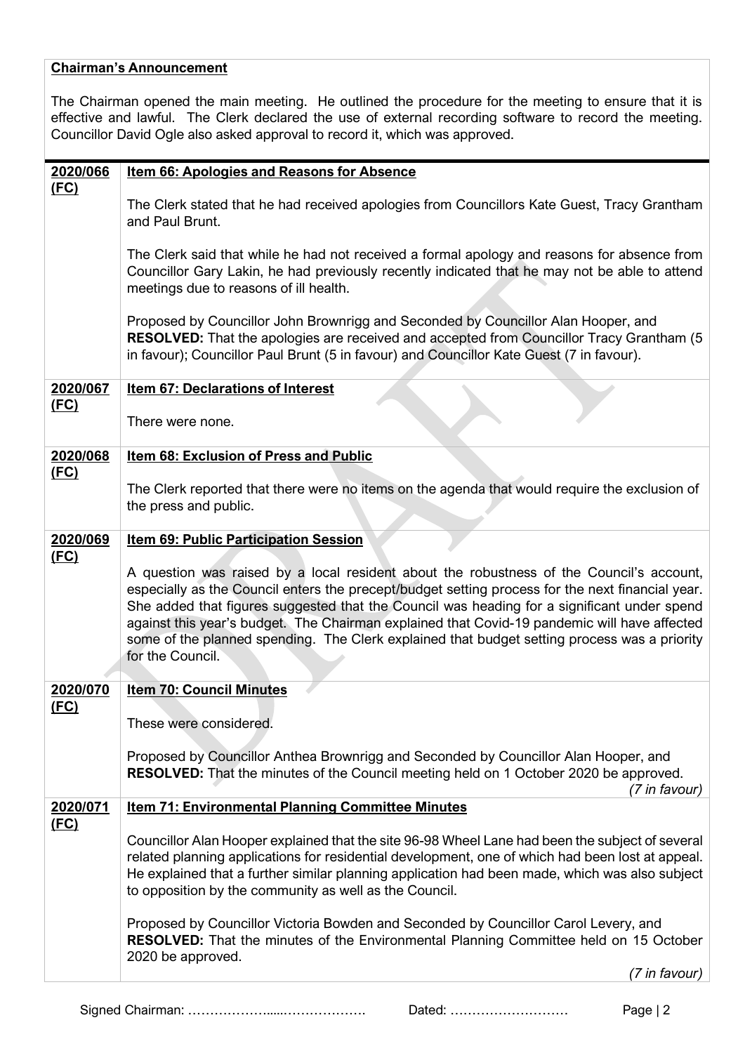**Chairman's Announcement**

The Chairman opened the main meeting. He outlined the procedure for the meeting to ensure that it is effective and lawful. The Clerk declared the use of external recording software to record the meeting. Councillor David Ogle also asked approval to record it, which was approved.

| | |
|---|---|
| **2020/066 (FC)** | **Item 66: Apologies and Reasons for Absence**<br><br>The Clerk stated that he had received apologies from Councillors Kate Guest, Tracy Grantham and Paul Brunt.<br><br>The Clerk said that while he had not received a formal apology and reasons for absence from Councillor Gary Lakin, he had previously recently indicated that he may not be able to attend meetings due to reasons of ill health.<br><br>Proposed by Councillor John Brownrigg and Seconded by Councillor Alan Hooper, and **RESOLVED:** That the apologies are received and accepted from Councillor Tracy Grantham (5 in favour); Councillor Paul Brunt (5 in favour) and Councillor Kate Guest (7 in favour). |
| **2020/067 (FC)** | **Item 67: Declarations of Interest**<br><br>There were none. |
| **2020/068 (FC)** | **Item 68: Exclusion of Press and Public**<br><br>The Clerk reported that there were no items on the agenda that would require the exclusion of the press and public. |
| **2020/069 (FC)** | **Item 69: Public Participation Session**<br><br>A question was raised by a local resident about the robustness of the Council's account, especially as the Council enters the precept/budget setting process for the next financial year. She added that figures suggested that the Council was heading for a significant under spend against this year's budget. The Chairman explained that Covid-19 pandemic will have affected some of the planned spending. The Clerk explained that budget setting process was a priority for the Council. |
| **2020/070 (FC)** | **Item 70: Council Minutes**<br><br>These were considered.<br><br>Proposed by Councillor Anthea Brownrigg and Seconded by Councillor Alan Hooper, and **RESOLVED:** That the minutes of the Council meeting held on 1 October 2020 be approved.<br>*(7 in favour)* |
| **2020/071 (FC)** | **Item 71: Environmental Planning Committee Minutes**<br><br>Councillor Alan Hooper explained that the site 96-98 Wheel Lane had been the subject of several related planning applications for residential development, one of which had been lost at appeal. He explained that a further similar planning application had been made, which was also subject to opposition by the community as well as the Council.<br><br>Proposed by Councillor Victoria Bowden and Seconded by Councillor Carol Levery, and **RESOLVED:** That the minutes of the Environmental Planning Committee held on 15 October 2020 be approved.<br>*(7 in favour)* |

Signed Chairman: ………………....………………. Dated: ………………………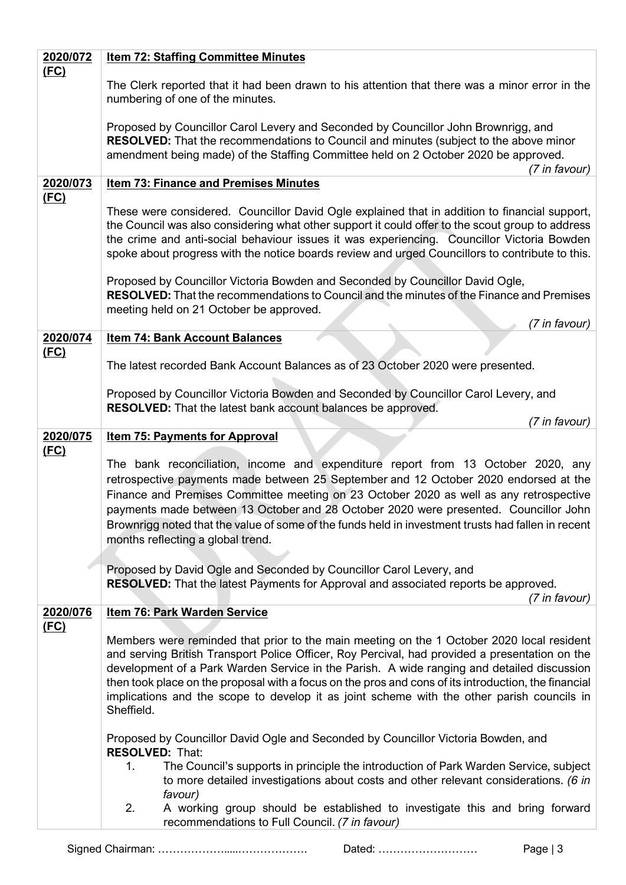| | |
|---|---|
| **2020/072 (FC)** | **Item 72: Staffing Committee Minutes**<br><br>The Clerk reported that it had been drawn to his attention that there was a minor error in the numbering of one of the minutes.<br><br>Proposed by Councillor Carol Levery and Seconded by Councillor John Brownrigg, and **RESOLVED:** That the recommendations to Council and minutes (subject to the above minor amendment being made) of the Staffing Committee held on 2 October 2020 be approved.<br>*(7 in favour)* |
| **2020/073 (FC)** | **Item 73: Finance and Premises Minutes**<br><br>These were considered. Councillor David Ogle explained that in addition to financial support, the Council was also considering what other support it could offer to the scout group to address the crime and anti-social behaviour issues it was experiencing. Councillor Victoria Bowden spoke about progress with the notice boards review and urged Councillors to contribute to this.<br><br>Proposed by Councillor Victoria Bowden and Seconded by Councillor David Ogle, **RESOLVED:** That the recommendations to Council and the minutes of the Finance and Premises meeting held on 21 October be approved.<br>*(7 in favour)* |
| **2020/074 (FC)** | **Item 74: Bank Account Balances**<br><br>The latest recorded Bank Account Balances as of 23 October 2020 were presented.<br><br>Proposed by Councillor Victoria Bowden and Seconded by Councillor Carol Levery, and **RESOLVED:** That the latest bank account balances be approved.<br>*(7 in favour)* |
| **2020/075 (FC)** | **Item 75: Payments for Approval**<br><br>The bank reconciliation, income and expenditure report from 13 October 2020, any retrospective payments made between 25 September and 12 October 2020 endorsed at the Finance and Premises Committee meeting on 23 October 2020 as well as any retrospective payments made between 13 October and 28 October 2020 were presented. Councillor John Brownrigg noted that the value of some of the funds held in investment trusts had fallen in recent months reflecting a global trend.<br><br>Proposed by David Ogle and Seconded by Councillor Carol Levery, and **RESOLVED:** That the latest Payments for Approval and associated reports be approved.<br>*(7 in favour)* |
| **2020/076 (FC)** | **Item 76: Park Warden Service**<br><br>Members were reminded that prior to the main meeting on the 1 October 2020 local resident and serving British Transport Police Officer, Roy Percival, had provided a presentation on the development of a Park Warden Service in the Parish. A wide ranging and detailed discussion then took place on the proposal with a focus on the pros and cons of its introduction, the financial implications and the scope to develop it as joint scheme with the other parish councils in Sheffield.<br><br>Proposed by Councillor David Ogle and Seconded by Councillor Victoria Bowden, and **RESOLVED:** That:<br>1. The Council's supports in principle the introduction of Park Warden Service, subject to more detailed investigations about costs and other relevant considerations. *(6 in favour)*<br>2. A working group should be established to investigate this and bring forward recommendations to Full Council. *(7 in favour)* |

Signed Chairman: ……………….....………………. Dated: ………………………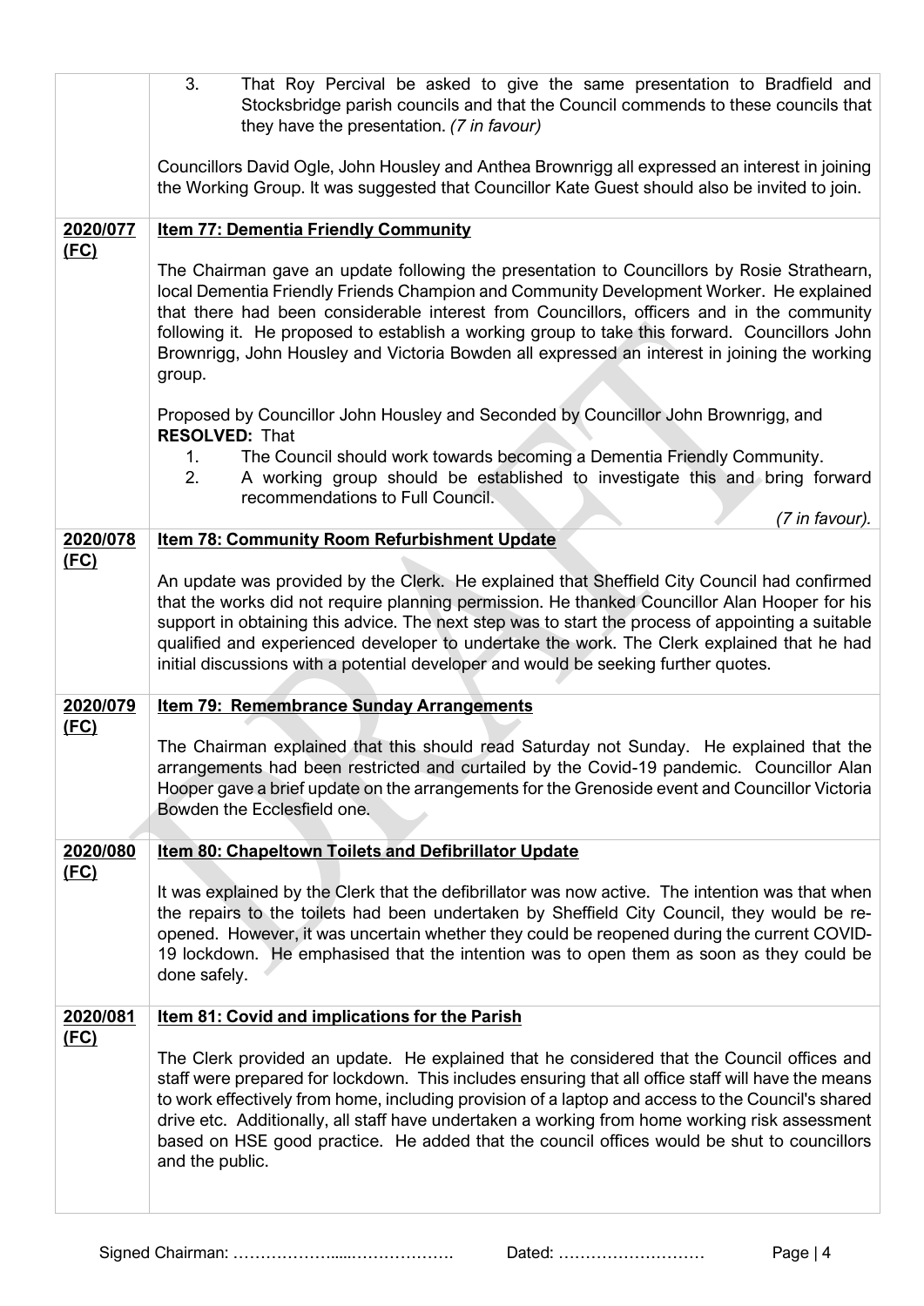| | |
|---|---|
| | 3. That Roy Percival be asked to give the same presentation to Bradfield and Stocksbridge parish councils and that the Council commends to these councils that they have the presentation. *(7 in favour)*<br><br>Councillors David Ogle, John Housley and Anthea Brownrigg all expressed an interest in joining the Working Group. It was suggested that Councillor Kate Guest should also be invited to join. |
| **2020/077 (FC)** | **Item 77: Dementia Friendly Community**<br><br>The Chairman gave an update following the presentation to Councillors by Rosie Strathearn, local Dementia Friendly Friends Champion and Community Development Worker. He explained that there had been considerable interest from Councillors, officers and in the community following it. He proposed to establish a working group to take this forward. Councillors John Brownrigg, John Housley and Victoria Bowden all expressed an interest in joining the working group.<br><br>Proposed by Councillor John Housley and Seconded by Councillor John Brownrigg, and **RESOLVED:** That<br>1. The Council should work towards becoming a Dementia Friendly Community.<br>2. A working group should be established to investigate this and bring forward recommendations to Full Council.<br>*(7 in favour).* |
| **2020/078 (FC)** | **Item 78: Community Room Refurbishment Update**<br><br>An update was provided by the Clerk. He explained that Sheffield City Council had confirmed that the works did not require planning permission. He thanked Councillor Alan Hooper for his support in obtaining this advice. The next step was to start the process of appointing a suitable qualified and experienced developer to undertake the work. The Clerk explained that he had initial discussions with a potential developer and would be seeking further quotes. |
| **2020/079 (FC)** | **Item 79: Remembrance Sunday Arrangements**<br><br>The Chairman explained that this should read Saturday not Sunday. He explained that the arrangements had been restricted and curtailed by the Covid-19 pandemic. Councillor Alan Hooper gave a brief update on the arrangements for the Grenoside event and Councillor Victoria Bowden the Ecclesfield one. |
| **2020/080 (FC)** | **Item 80: Chapeltown Toilets and Defibrillator Update**<br><br>It was explained by the Clerk that the defibrillator was now active. The intention was that when the repairs to the toilets had been undertaken by Sheffield City Council, they would be re-opened. However, it was uncertain whether they could be reopened during the current COVID-19 lockdown. He emphasised that the intention was to open them as soon as they could be done safely. |
| **2020/081 (FC)** | **Item 81: Covid and implications for the Parish**<br><br>The Clerk provided an update. He explained that he considered that the Council offices and staff were prepared for lockdown. This includes ensuring that all office staff will have the means to work effectively from home, including provision of a laptop and access to the Council's shared drive etc. Additionally, all staff have undertaken a working from home working risk assessment based on HSE good practice. He added that the council offices would be shut to councillors and the public. |

Signed Chairman: ……………….....………………. Dated: ………………………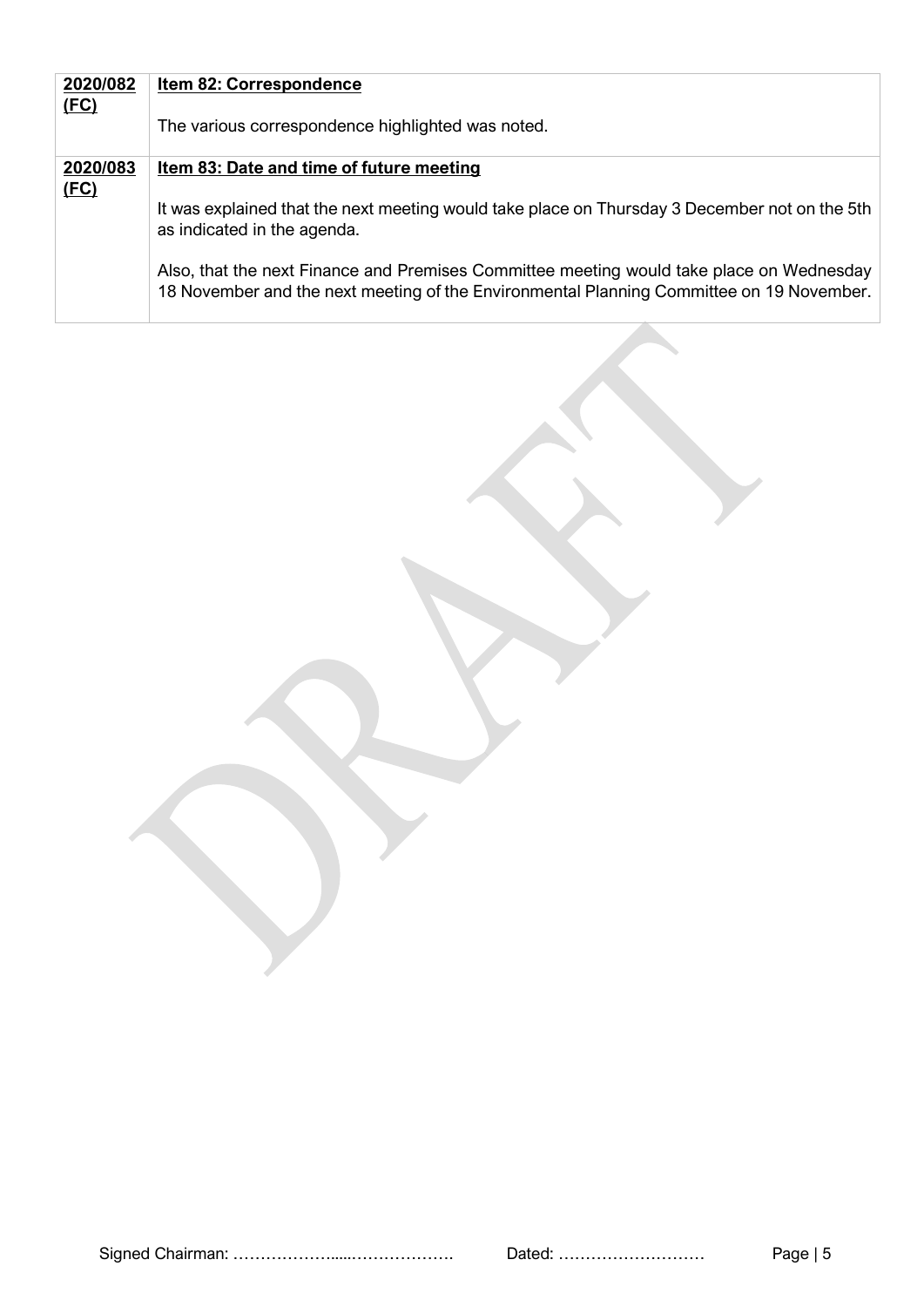| | |
|---|---|
| **2020/082 (FC)** | **Item 82: Correspondence**<br><br>The various correspondence highlighted was noted. |
| **2020/083 (FC)** | **Item 83: Date and time of future meeting**<br><br>It was explained that the next meeting would take place on Thursday 3 December not on the 5th as indicated in the agenda.<br><br>Also, that the next Finance and Premises Committee meeting would take place on Wednesday 18 November and the next meeting of the Environmental Planning Committee on 19 November. |

DRAFT

Signed Chairman: ………………....………………. Dated: ………………………